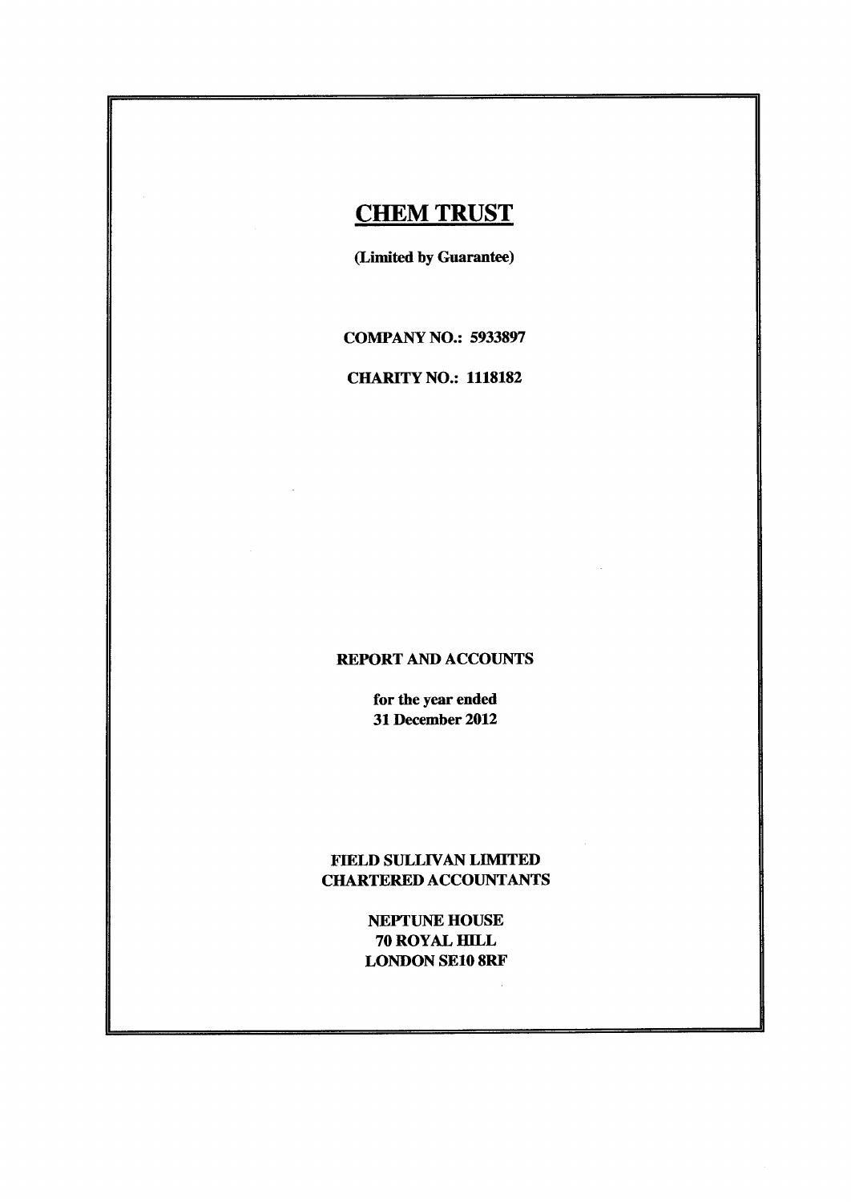# CHEM TRUST

**(Limited by Guarantee)**

**COMPANY NO.: 5933897**

**CHARITY NO.: 1118182**

**REPORT AND ACCOUNTS**

**for the year ended**
**31 December 2012**

**FIELD SULLIVAN LIMITED**
**CHARTERED ACCOUNTANTS**

**NEPTUNE HOUSE**
**70 ROYAL HILL**
**LONDON SE10 8RF**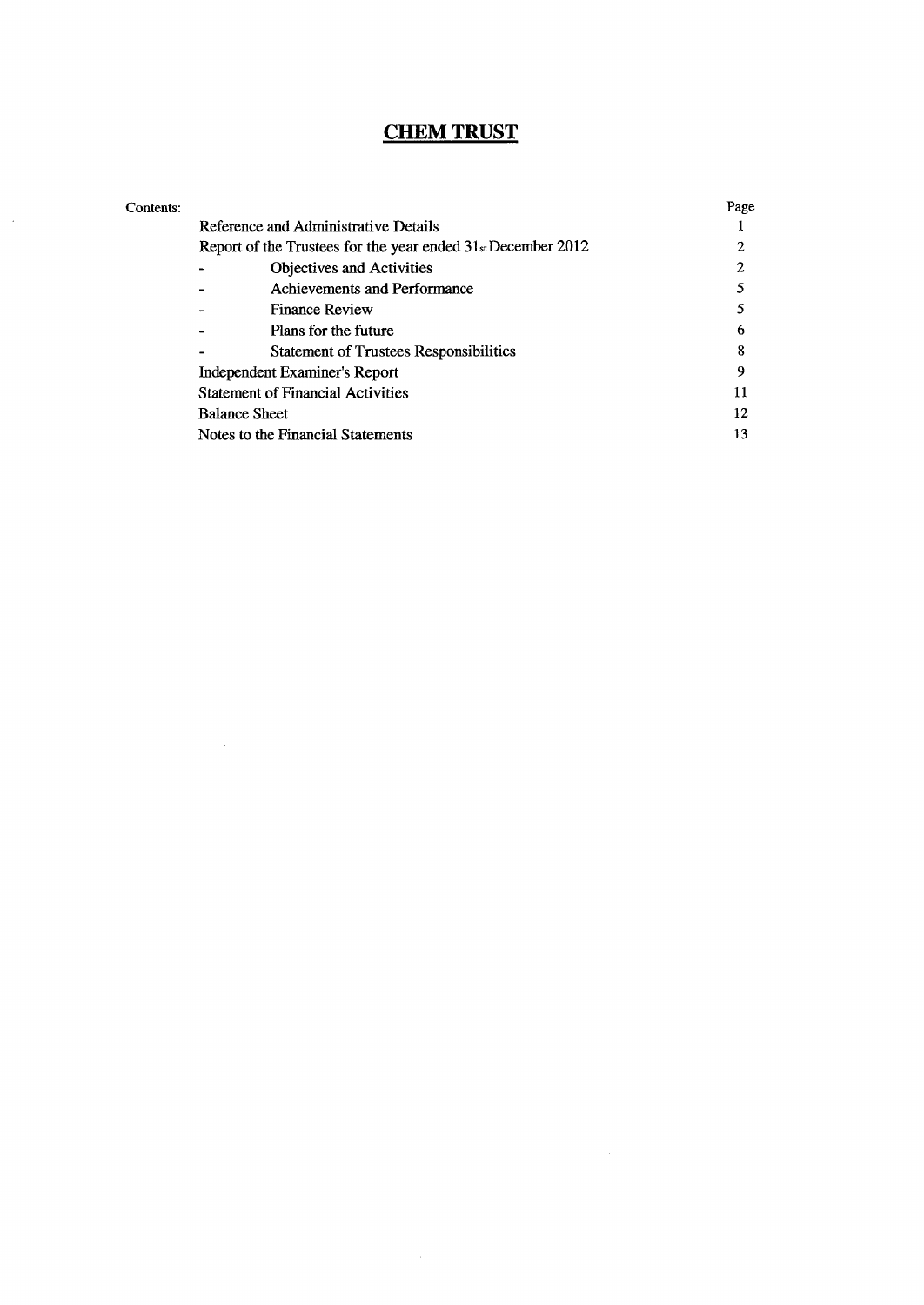# CHEM TRUST

| Contents: | | Page |
|---|---|---|
| | Reference and Administrative Details | 1 |
| | Report of the Trustees for the year ended 31st December 2012 | 2 |
| | - Objectives and Activities | 2 |
| | - Achievements and Performance | 5 |
| | - Finance Review | 5 |
| | - Plans for the future | 6 |
| | - Statement of Trustees Responsibilities | 8 |
| | Independent Examiner's Report | 9 |
| | Statement of Financial Activities | 11 |
| | Balance Sheet | 12 |
| | Notes to the Financial Statements | 13 |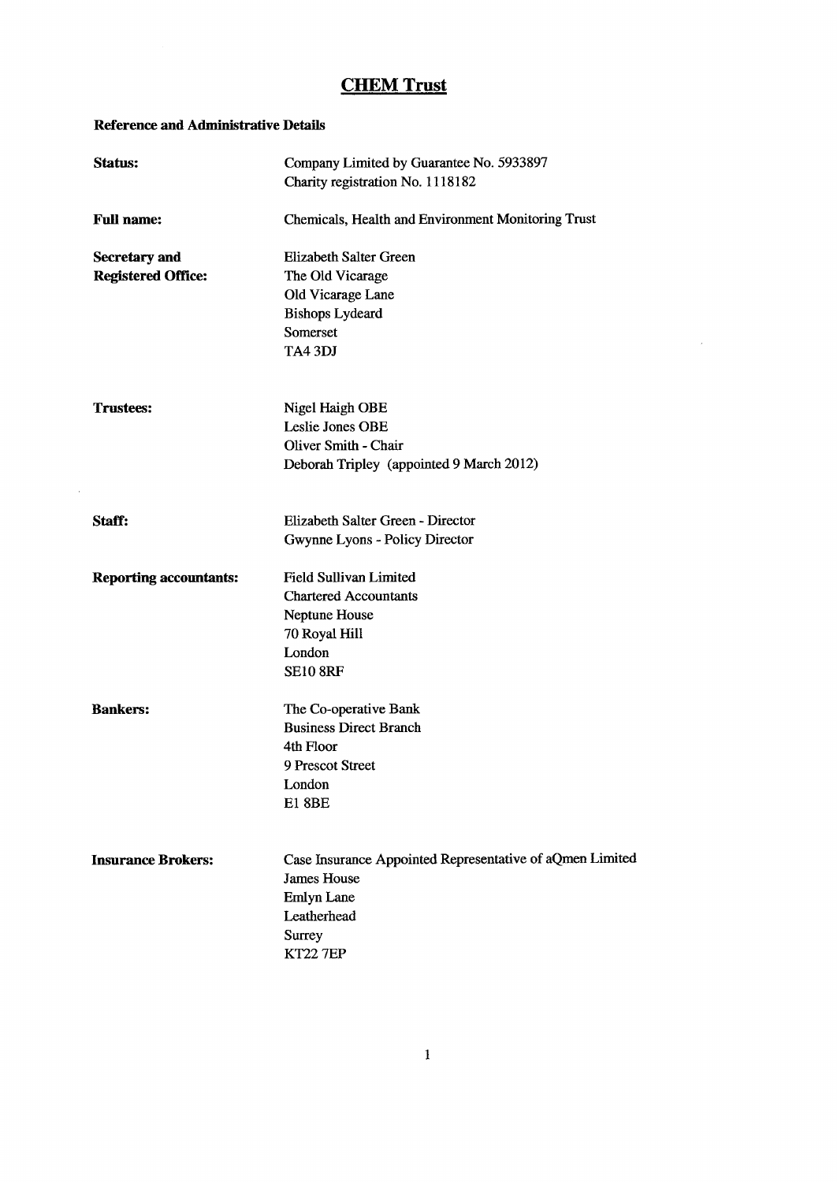# CHEM Trust

## Reference and Administrative Details

| | |
|---|---|
| **Status:** | Company Limited by Guarantee No. 5933897<br>Charity registration No. 1118182 |
| **Full name:** | Chemicals, Health and Environment Monitoring Trust |
| **Secretary and Registered Office:** | Elizabeth Salter Green<br>The Old Vicarage<br>Old Vicarage Lane<br>Bishops Lydeard<br>Somerset<br>TA4 3DJ |
| **Trustees:** | Nigel Haigh OBE<br>Leslie Jones OBE<br>Oliver Smith - Chair<br>Deborah Tripley (appointed 9 March 2012) |
| **Staff:** | Elizabeth Salter Green - Director<br>Gwynne Lyons - Policy Director |
| **Reporting accountants:** | Field Sullivan Limited<br>Chartered Accountants<br>Neptune House<br>70 Royal Hill<br>London<br>SE10 8RF |
| **Bankers:** | The Co-operative Bank<br>Business Direct Branch<br>4th Floor<br>9 Prescot Street<br>London<br>E1 8BE |
| **Insurance Brokers:** | Case Insurance Appointed Representative of aQmen Limited<br>James House<br>Emlyn Lane<br>Leatherhead<br>Surrey<br>KT22 7EP |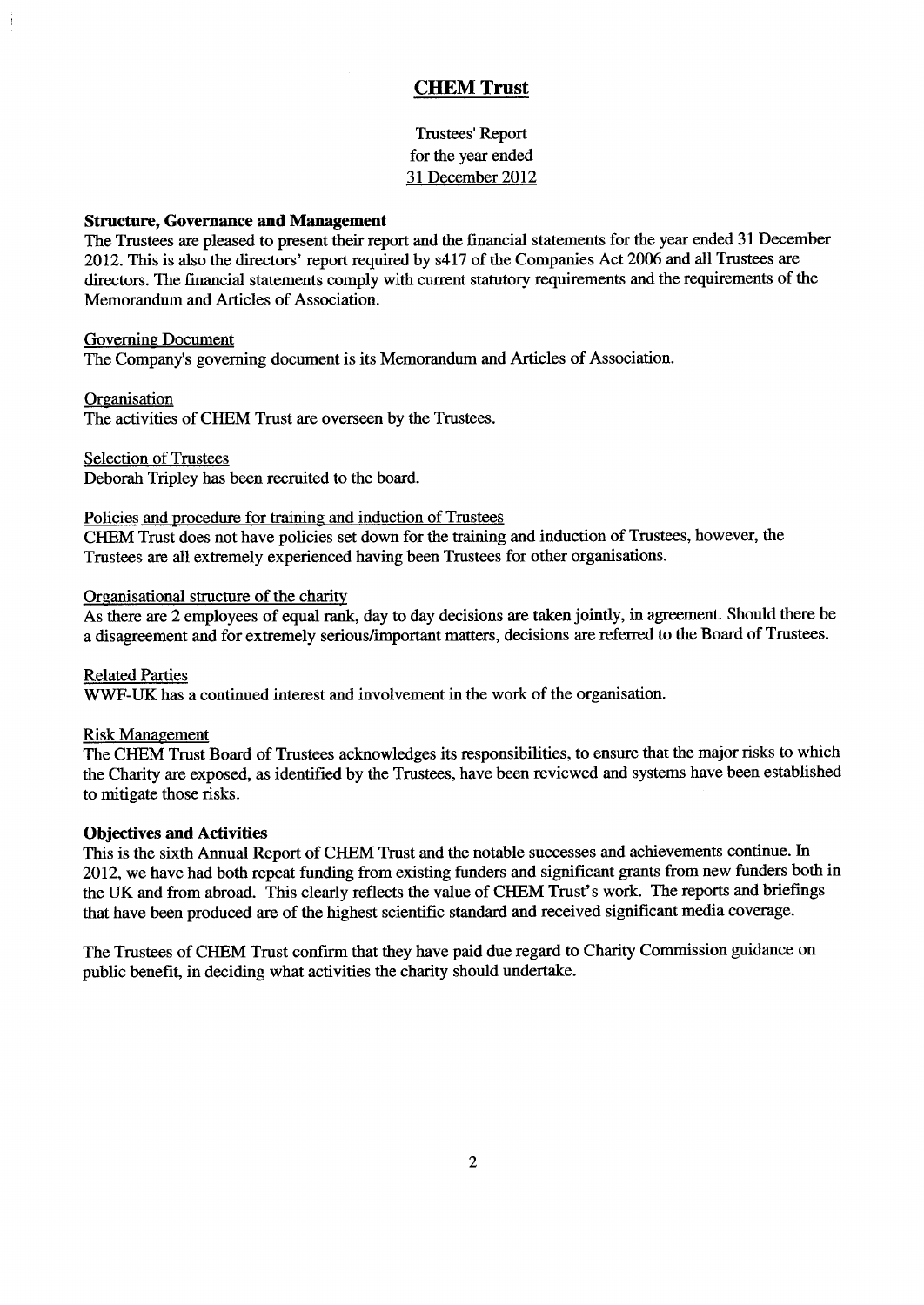# CHEM Trust

Trustees' Report
for the year ended
31 December 2012

## Structure, Governance and Management

The Trustees are pleased to present their report and the financial statements for the year ended 31 December 2012. This is also the directors' report required by s417 of the Companies Act 2006 and all Trustees are directors. The financial statements comply with current statutory requirements and the requirements of the Memorandum and Articles of Association.

### Governing Document

The Company's governing document is its Memorandum and Articles of Association.

### Organisation

The activities of CHEM Trust are overseen by the Trustees.

### Selection of Trustees

Deborah Tripley has been recruited to the board.

### Policies and procedure for training and induction of Trustees

CHEM Trust does not have policies set down for the training and induction of Trustees, however, the Trustees are all extremely experienced having been Trustees for other organisations.

### Organisational structure of the charity

As there are 2 employees of equal rank, day to day decisions are taken jointly, in agreement. Should there be a disagreement and for extremely serious/important matters, decisions are referred to the Board of Trustees.

### Related Parties

WWF-UK has a continued interest and involvement in the work of the organisation.

### Risk Management

The CHEM Trust Board of Trustees acknowledges its responsibilities, to ensure that the major risks to which the Charity are exposed, as identified by the Trustees, have been reviewed and systems have been established to mitigate those risks.

## Objectives and Activities

This is the sixth Annual Report of CHEM Trust and the notable successes and achievements continue. In 2012, we have had both repeat funding from existing funders and significant grants from new funders both in the UK and from abroad. This clearly reflects the value of CHEM Trust's work. The reports and briefings that have been produced are of the highest scientific standard and received significant media coverage.

The Trustees of CHEM Trust confirm that they have paid due regard to Charity Commission guidance on public benefit, in deciding what activities the charity should undertake.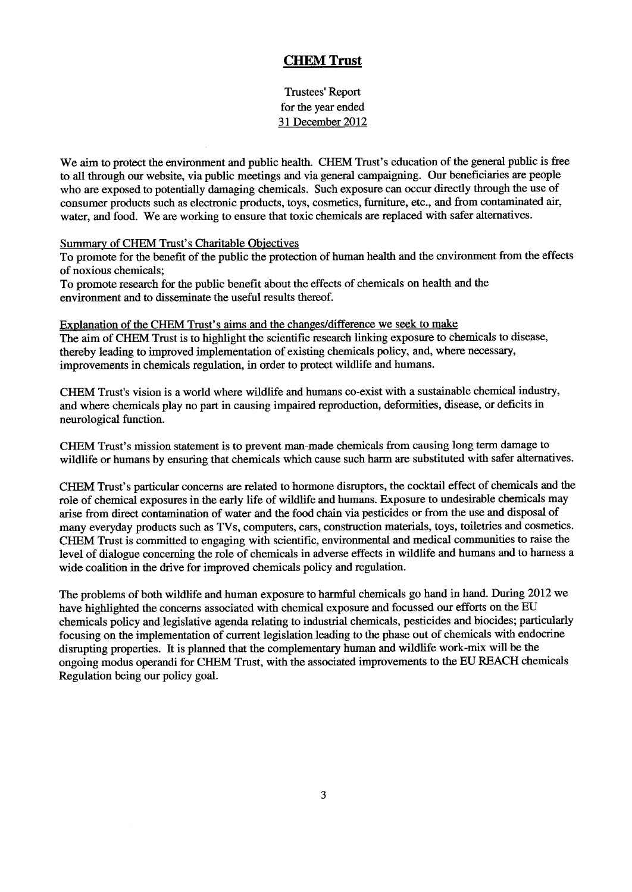# CHEM Trust

Trustees' Report
for the year ended
31 December 2012

We aim to protect the environment and public health. CHEM Trust's education of the general public is free to all through our website, via public meetings and via general campaigning. Our beneficiaries are people who are exposed to potentially damaging chemicals. Such exposure can occur directly through the use of consumer products such as electronic products, toys, cosmetics, furniture, etc., and from contaminated air, water, and food. We are working to ensure that toxic chemicals are replaced with safer alternatives.

## Summary of CHEM Trust's Charitable Objectives

To promote for the benefit of the public the protection of human health and the environment from the effects of noxious chemicals;

To promote research for the public benefit about the effects of chemicals on health and the environment and to disseminate the useful results thereof.

## Explanation of the CHEM Trust's aims and the changes/difference we seek to make

The aim of CHEM Trust is to highlight the scientific research linking exposure to chemicals to disease, thereby leading to improved implementation of existing chemicals policy, and, where necessary, improvements in chemicals regulation, in order to protect wildlife and humans.

CHEM Trust's vision is a world where wildlife and humans co-exist with a sustainable chemical industry, and where chemicals play no part in causing impaired reproduction, deformities, disease, or deficits in neurological function.

CHEM Trust's mission statement is to prevent man-made chemicals from causing long term damage to wildlife or humans by ensuring that chemicals which cause such harm are substituted with safer alternatives.

CHEM Trust's particular concerns are related to hormone disruptors, the cocktail effect of chemicals and the role of chemical exposures in the early life of wildlife and humans. Exposure to undesirable chemicals may arise from direct contamination of water and the food chain via pesticides or from the use and disposal of many everyday products such as TVs, computers, cars, construction materials, toys, toiletries and cosmetics. CHEM Trust is committed to engaging with scientific, environmental and medical communities to raise the level of dialogue concerning the role of chemicals in adverse effects in wildlife and humans and to harness a wide coalition in the drive for improved chemicals policy and regulation.

The problems of both wildlife and human exposure to harmful chemicals go hand in hand. During 2012 we have highlighted the concerns associated with chemical exposure and focussed our efforts on the EU chemicals policy and legislative agenda relating to industrial chemicals, pesticides and biocides; particularly focusing on the implementation of current legislation leading to the phase out of chemicals with endocrine disrupting properties. It is planned that the complementary human and wildlife work-mix will be the ongoing modus operandi for CHEM Trust, with the associated improvements to the EU REACH chemicals Regulation being our policy goal.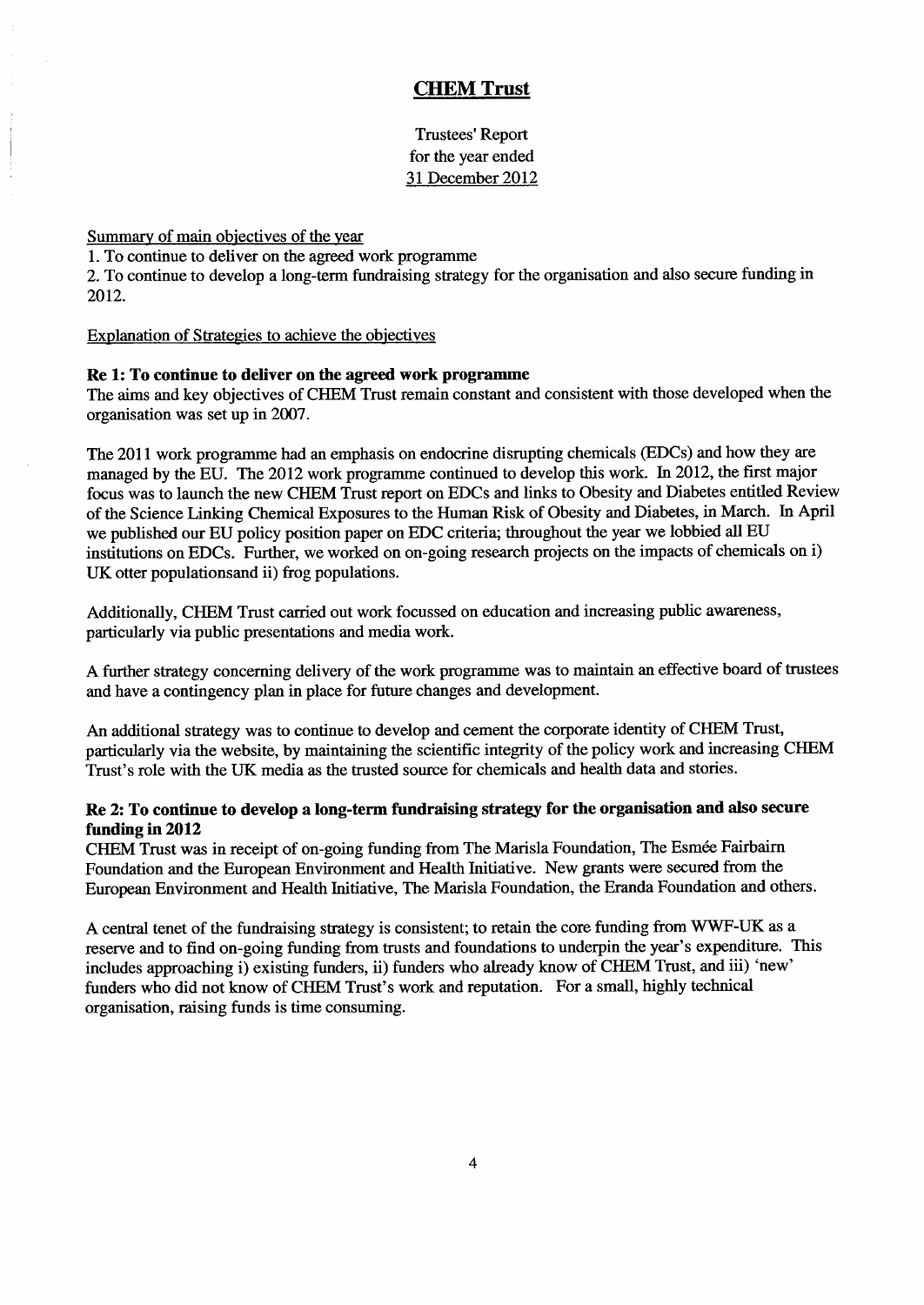# CHEM Trust

Trustees' Report
for the year ended
31 December 2012

Summary of main objectives of the year

1. To continue to deliver on the agreed work programme
2. To continue to develop a long-term fundraising strategy for the organisation and also secure funding in 2012.

Explanation of Strategies to achieve the objectives

**Re 1: To continue to deliver on the agreed work programme**

The aims and key objectives of CHEM Trust remain constant and consistent with those developed when the organisation was set up in 2007.

The 2011 work programme had an emphasis on endocrine disrupting chemicals (EDCs) and how they are managed by the EU. The 2012 work programme continued to develop this work. In 2012, the first major focus was to launch the new CHEM Trust report on EDCs and links to Obesity and Diabetes entitled Review of the Science Linking Chemical Exposures to the Human Risk of Obesity and Diabetes, in March. In April we published our EU policy position paper on EDC criteria; throughout the year we lobbied all EU institutions on EDCs. Further, we worked on on-going research projects on the impacts of chemicals on i) UK otter populationsand ii) frog populations.

Additionally, CHEM Trust carried out work focussed on education and increasing public awareness, particularly via public presentations and media work.

A further strategy concerning delivery of the work programme was to maintain an effective board of trustees and have a contingency plan in place for future changes and development.

An additional strategy was to continue to develop and cement the corporate identity of CHEM Trust, particularly via the website, by maintaining the scientific integrity of the policy work and increasing CHEM Trust's role with the UK media as the trusted source for chemicals and health data and stories.

**Re 2: To continue to develop a long-term fundraising strategy for the organisation and also secure funding in 2012**

CHEM Trust was in receipt of on-going funding from The Marisla Foundation, The Esmée Fairbairn Foundation and the European Environment and Health Initiative. New grants were secured from the European Environment and Health Initiative, The Marisla Foundation, the Eranda Foundation and others.

A central tenet of the fundraising strategy is consistent; to retain the core funding from WWF-UK as a reserve and to find on-going funding from trusts and foundations to underpin the year's expenditure. This includes approaching i) existing funders, ii) funders who already know of CHEM Trust, and iii) 'new' funders who did not know of CHEM Trust's work and reputation. For a small, highly technical organisation, raising funds is time consuming.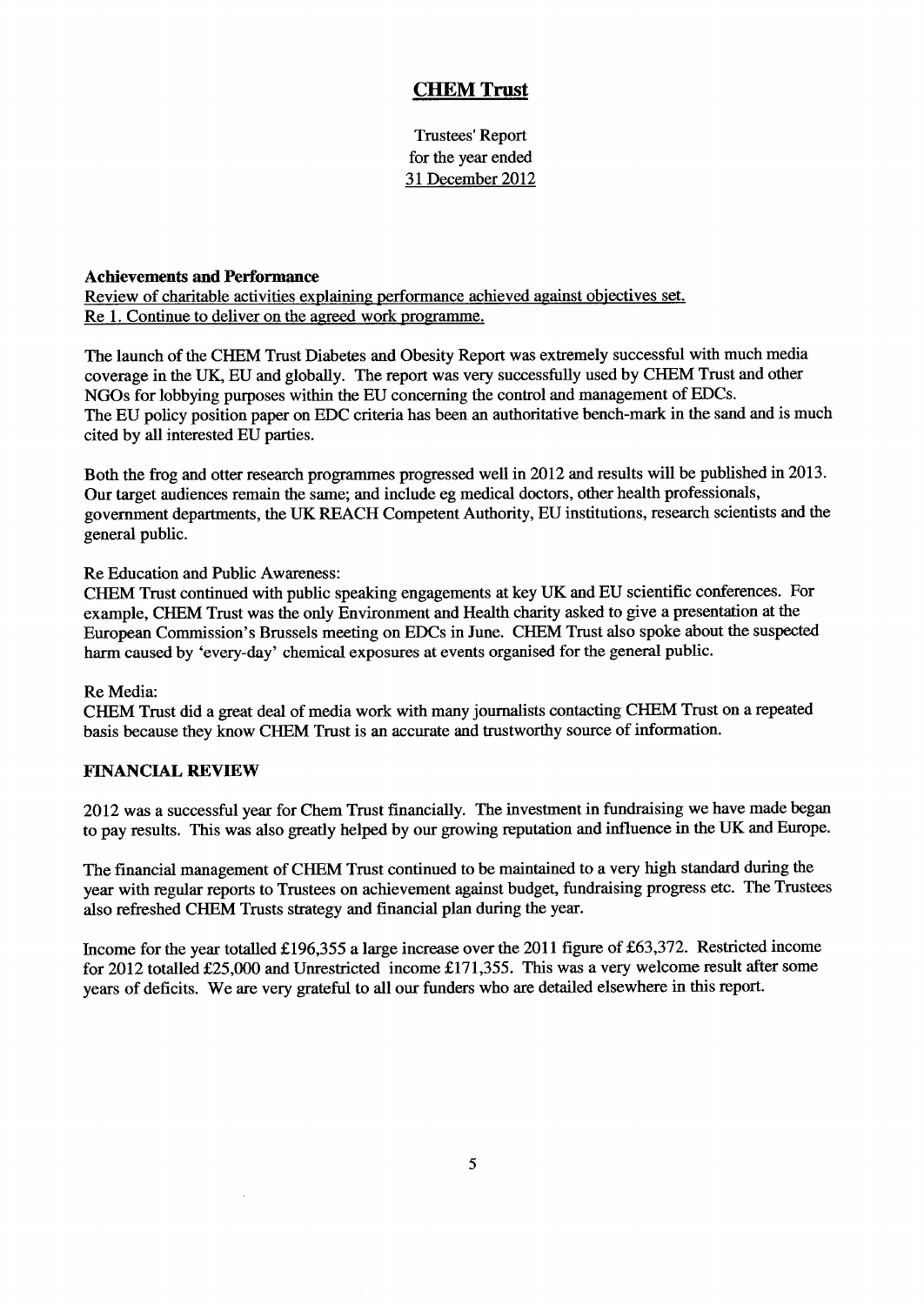# CHEM Trust

Trustees' Report
for the year ended
31 December 2012

**Achievements and Performance**

Review of charitable activities explaining performance achieved against objectives set.

Re 1. Continue to deliver on the agreed work programme.

The launch of the CHEM Trust Diabetes and Obesity Report was extremely successful with much media coverage in the UK, EU and globally. The report was very successfully used by CHEM Trust and other NGOs for lobbying purposes within the EU concerning the control and management of EDCs.
The EU policy position paper on EDC criteria has been an authoritative bench-mark in the sand and is much cited by all interested EU parties.

Both the frog and otter research programmes progressed well in 2012 and results will be published in 2013. Our target audiences remain the same; and include eg medical doctors, other health professionals, government departments, the UK REACH Competent Authority, EU institutions, research scientists and the general public.

Re Education and Public Awareness:
CHEM Trust continued with public speaking engagements at key UK and EU scientific conferences. For example, CHEM Trust was the only Environment and Health charity asked to give a presentation at the European Commission's Brussels meeting on EDCs in June. CHEM Trust also spoke about the suspected harm caused by 'every-day' chemical exposures at events organised for the general public.

Re Media:
CHEM Trust did a great deal of media work with many journalists contacting CHEM Trust on a repeated basis because they know CHEM Trust is an accurate and trustworthy source of information.

**FINANCIAL REVIEW**

2012 was a successful year for Chem Trust financially. The investment in fundraising we have made began to pay results. This was also greatly helped by our growing reputation and influence in the UK and Europe.

The financial management of CHEM Trust continued to be maintained to a very high standard during the year with regular reports to Trustees on achievement against budget, fundraising progress etc. The Trustees also refreshed CHEM Trusts strategy and financial plan during the year.

Income for the year totalled £196,355 a large increase over the 2011 figure of £63,372. Restricted income for 2012 totalled £25,000 and Unrestricted income £171,355. This was a very welcome result after some years of deficits. We are very grateful to all our funders who are detailed elsewhere in this report.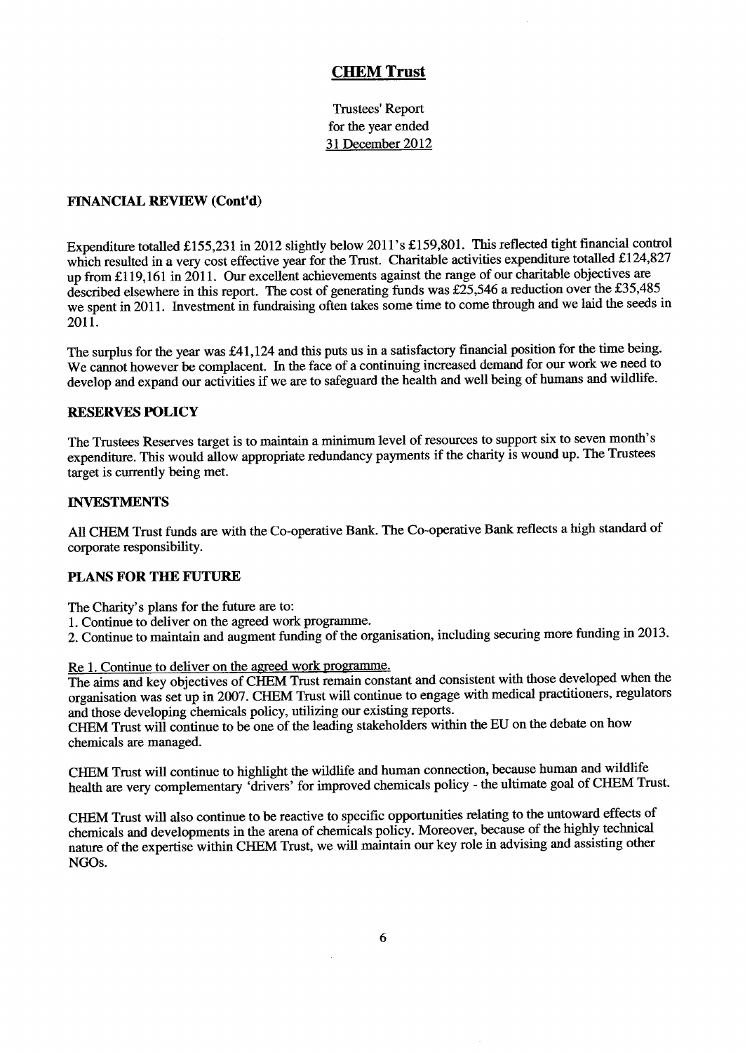# CHEM Trust

Trustees' Report
for the year ended
31 December 2012

## FINANCIAL REVIEW (Cont'd)

Expenditure totalled £155,231 in 2012 slightly below 2011's £159,801. This reflected tight financial control which resulted in a very cost effective year for the Trust. Charitable activities expenditure totalled £124,827 up from £119,161 in 2011. Our excellent achievements against the range of our charitable objectives are described elsewhere in this report. The cost of generating funds was £25,546 a reduction over the £35,485 we spent in 2011. Investment in fundraising often takes some time to come through and we laid the seeds in 2011.

The surplus for the year was £41,124 and this puts us in a satisfactory financial position for the time being. We cannot however be complacent. In the face of a continuing increased demand for our work we need to develop and expand our activities if we are to safeguard the health and well being of humans and wildlife.

## RESERVES POLICY

The Trustees Reserves target is to maintain a minimum level of resources to support six to seven month's expenditure. This would allow appropriate redundancy payments if the charity is wound up. The Trustees target is currently being met.

## INVESTMENTS

All CHEM Trust funds are with the Co-operative Bank. The Co-operative Bank reflects a high standard of corporate responsibility.

## PLANS FOR THE FUTURE

The Charity's plans for the future are to:

1. Continue to deliver on the agreed work programme.
2. Continue to maintain and augment funding of the organisation, including securing more funding in 2013.

Re 1. Continue to deliver on the agreed work programme.

The aims and key objectives of CHEM Trust remain constant and consistent with those developed when the organisation was set up in 2007. CHEM Trust will continue to engage with medical practitioners, regulators and those developing chemicals policy, utilizing our existing reports.

CHEM Trust will continue to be one of the leading stakeholders within the EU on the debate on how chemicals are managed.

CHEM Trust will continue to highlight the wildlife and human connection, because human and wildlife health are very complementary 'drivers' for improved chemicals policy - the ultimate goal of CHEM Trust.

CHEM Trust will also continue to be reactive to specific opportunities relating to the untoward effects of chemicals and developments in the arena of chemicals policy. Moreover, because of the highly technical nature of the expertise within CHEM Trust, we will maintain our key role in advising and assisting other NGOs.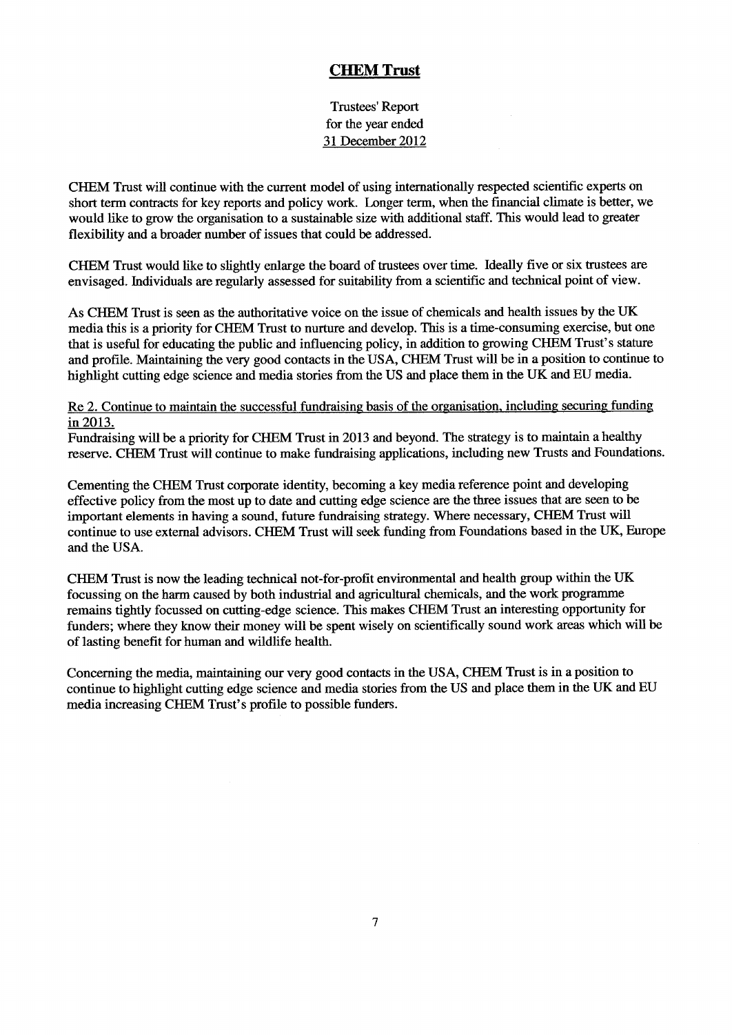CHEM Trust will continue with the current model of using internationally respected scientific experts on short term contracts for key reports and policy work. Longer term, when the financial climate is better, we would like to grow the organisation to a sustainable size with additional staff. This would lead to greater flexibility and a broader number of issues that could be addressed.

CHEM Trust would like to slightly enlarge the board of trustees over time. Ideally five or six trustees are envisaged. Individuals are regularly assessed for suitability from a scientific and technical point of view.

As CHEM Trust is seen as the authoritative voice on the issue of chemicals and health issues by the UK media this is a priority for CHEM Trust to nurture and develop. This is a time-consuming exercise, but one that is useful for educating the public and influencing policy, in addition to growing CHEM Trust's stature and profile. Maintaining the very good contacts in the USA, CHEM Trust will be in a position to continue to highlight cutting edge science and media stories from the US and place them in the UK and EU media.

Re 2. Continue to maintain the successful fundraising basis of the organisation, including securing funding in 2013.

Fundraising will be a priority for CHEM Trust in 2013 and beyond. The strategy is to maintain a healthy reserve. CHEM Trust will continue to make fundraising applications, including new Trusts and Foundations.

Cementing the CHEM Trust corporate identity, becoming a key media reference point and developing effective policy from the most up to date and cutting edge science are the three issues that are seen to be important elements in having a sound, future fundraising strategy. Where necessary, CHEM Trust will continue to use external advisors. CHEM Trust will seek funding from Foundations based in the UK, Europe and the USA.

CHEM Trust is now the leading technical not-for-profit environmental and health group within the UK focussing on the harm caused by both industrial and agricultural chemicals, and the work programme remains tightly focussed on cutting-edge science. This makes CHEM Trust an interesting opportunity for funders; where they know their money will be spent wisely on scientifically sound work areas which will be of lasting benefit for human and wildlife health.

Concerning the media, maintaining our very good contacts in the USA, CHEM Trust is in a position to continue to highlight cutting edge science and media stories from the US and place them in the UK and EU media increasing CHEM Trust's profile to possible funders.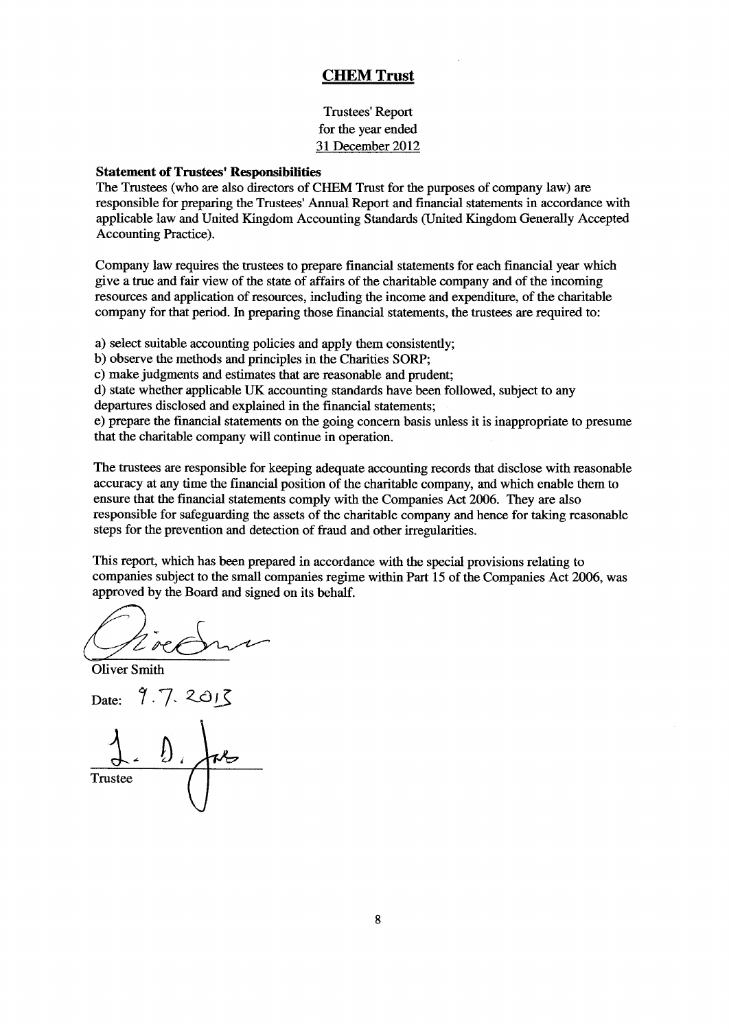# CHEM Trust

Trustees' Report
for the year ended
31 December 2012

**Statement of Trustees' Responsibilities**

The Trustees (who are also directors of CHEM Trust for the purposes of company law) are responsible for preparing the Trustees' Annual Report and financial statements in accordance with applicable law and United Kingdom Accounting Standards (United Kingdom Generally Accepted Accounting Practice).

Company law requires the trustees to prepare financial statements for each financial year which give a true and fair view of the state of affairs of the charitable company and of the incoming resources and application of resources, including the income and expenditure, of the charitable company for that period. In preparing those financial statements, the trustees are required to:

a) select suitable accounting policies and apply them consistently;
b) observe the methods and principles in the Charities SORP;
c) make judgments and estimates that are reasonable and prudent;
d) state whether applicable UK accounting standards have been followed, subject to any departures disclosed and explained in the financial statements;
e) prepare the financial statements on the going concern basis unless it is inappropriate to presume that the charitable company will continue in operation.

The trustees are responsible for keeping adequate accounting records that disclose with reasonable accuracy at any time the financial position of the charitable company, and which enable them to ensure that the financial statements comply with the Companies Act 2006. They are also responsible for safeguarding the assets of the charitable company and hence for taking reasonable steps for the prevention and detection of fraud and other irregularities.

This report, which has been prepared in accordance with the special provisions relating to companies subject to the small companies regime within Part 15 of the Companies Act 2006, was approved by the Board and signed on its behalf.

Oliver Smith

Date: 9.7.2013

Trustee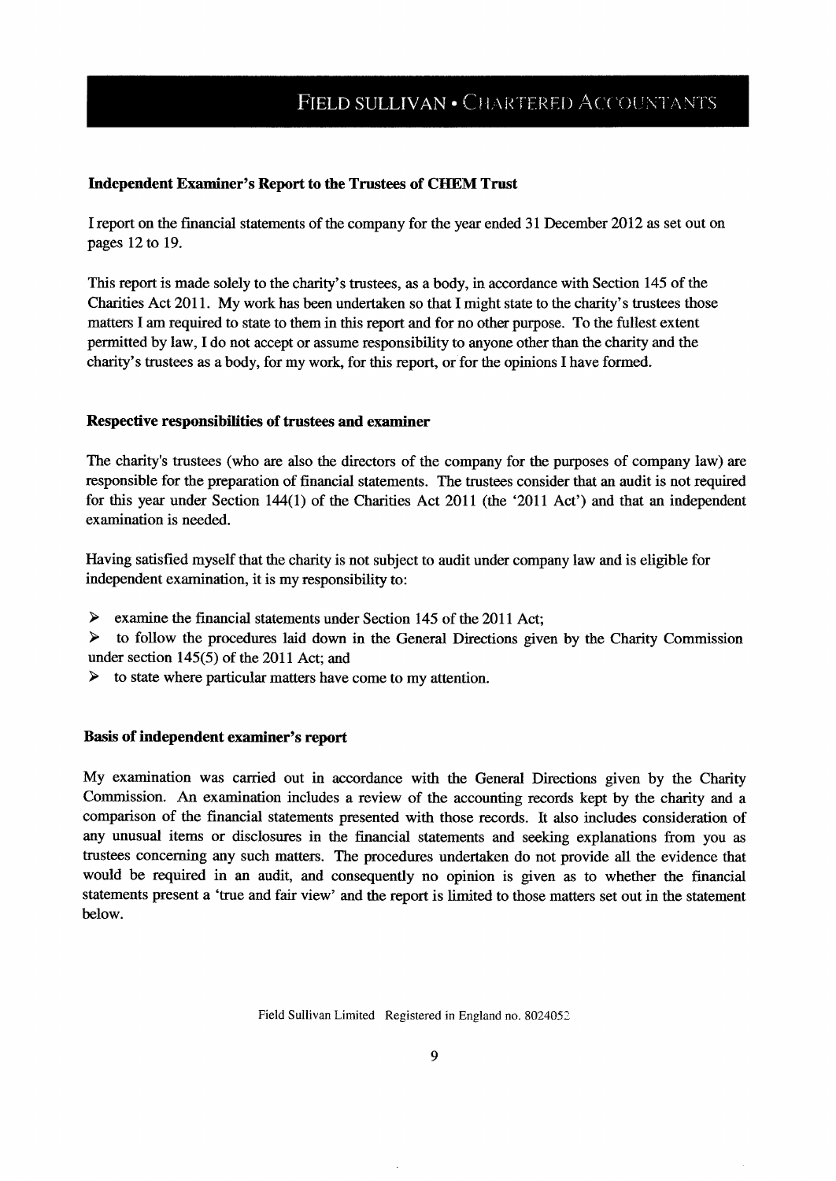# FIELD SULLIVAN • CHARTERED ACCOUNTANTS

**Independent Examiner's Report to the Trustees of CHEM Trust**

I report on the financial statements of the company for the year ended 31 December 2012 as set out on pages 12 to 19.

This report is made solely to the charity's trustees, as a body, in accordance with Section 145 of the Charities Act 2011. My work has been undertaken so that I might state to the charity's trustees those matters I am required to state to them in this report and for no other purpose. To the fullest extent permitted by law, I do not accept or assume responsibility to anyone other than the charity and the charity's trustees as a body, for my work, for this report, or for the opinions I have formed.

**Respective responsibilities of trustees and examiner**

The charity's trustees (who are also the directors of the company for the purposes of company law) are responsible for the preparation of financial statements. The trustees consider that an audit is not required for this year under Section 144(1) of the Charities Act 2011 (the '2011 Act') and that an independent examination is needed.

Having satisfied myself that the charity is not subject to audit under company law and is eligible for independent examination, it is my responsibility to:

- examine the financial statements under Section 145 of the 2011 Act;
- to follow the procedures laid down in the General Directions given by the Charity Commission under section 145(5) of the 2011 Act; and
- to state where particular matters have come to my attention.

**Basis of independent examiner's report**

My examination was carried out in accordance with the General Directions given by the Charity Commission. An examination includes a review of the accounting records kept by the charity and a comparison of the financial statements presented with those records. It also includes consideration of any unusual items or disclosures in the financial statements and seeking explanations from you as trustees concerning any such matters. The procedures undertaken do not provide all the evidence that would be required in an audit, and consequently no opinion is given as to whether the financial statements present a 'true and fair view' and the report is limited to those matters set out in the statement below.

Field Sullivan Limited Registered in England no. 8024052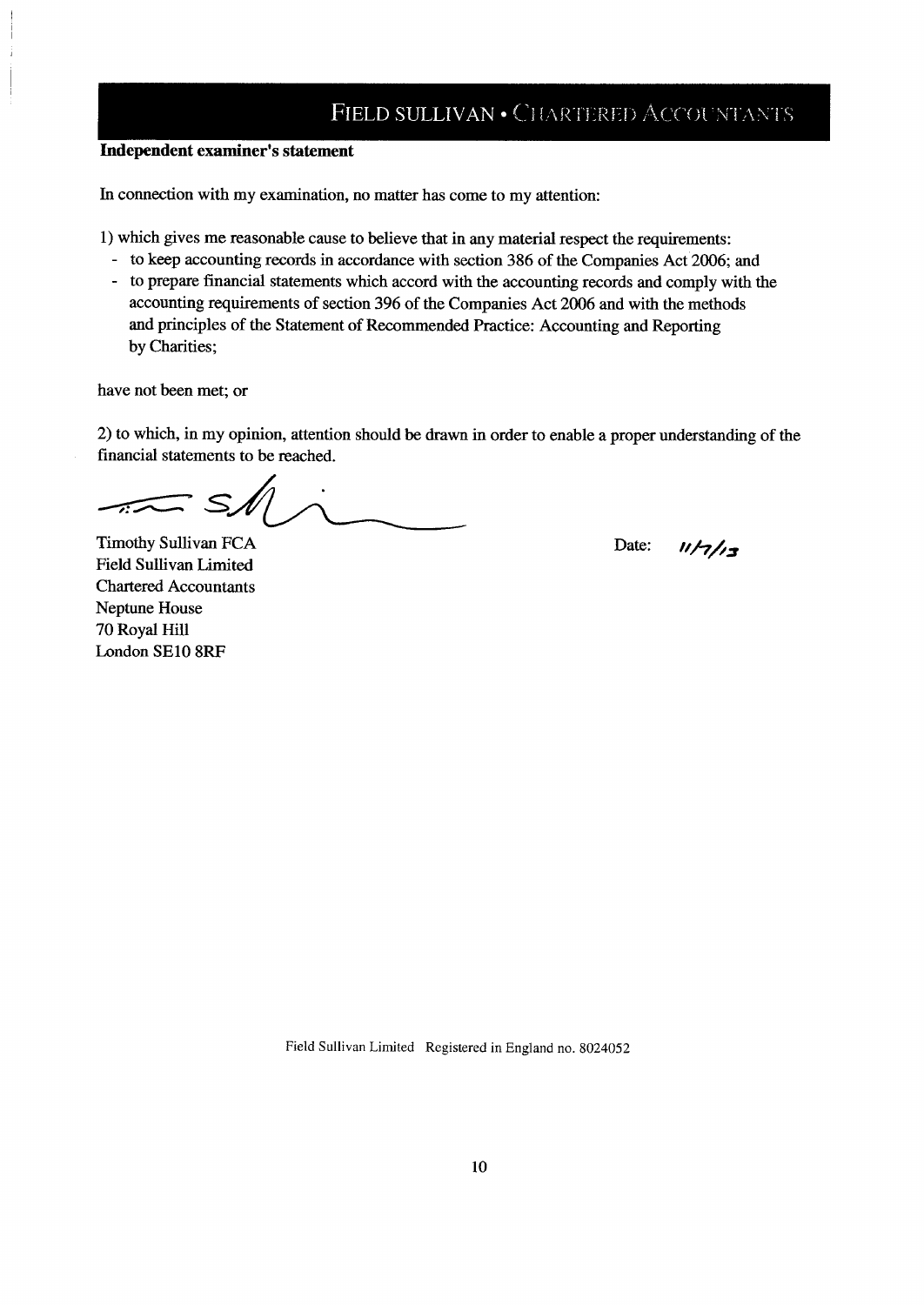FIELD SULLIVAN • CHARTERED ACCOUNTANTS

**Independent examiner's statement**

In connection with my examination, no matter has come to my attention:

1) which gives me reasonable cause to believe that in any material respect the requirements:

- to keep accounting records in accordance with section 386 of the Companies Act 2006; and
- to prepare financial statements which accord with the accounting records and comply with the accounting requirements of section 396 of the Companies Act 2006 and with the methods and principles of the Statement of Recommended Practice: Accounting and Reporting by Charities;

have not been met; or

2) to which, in my opinion, attention should be drawn in order to enable a proper understanding of the financial statements to be reached.

Timothy Sullivan FCA
Field Sullivan Limited
Chartered Accountants
Neptune House
70 Royal Hill
London SE10 8RF

Date: 11/7/13

Field Sullivan Limited Registered in England no. 8024052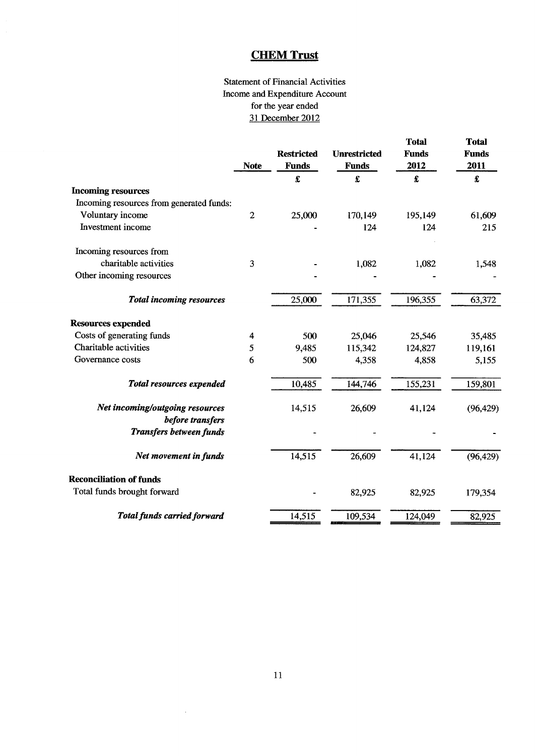# CHEM Trust

Statement of Financial Activities
Income and Expenditure Account
for the year ended
31 December 2012

| | Note | Restricted Funds | Unrestricted Funds | Total Funds 2012 | Total Funds 2011 |
|---|---|---|---|---|---|
| | | £ | £ | £ | £ |
| **Incoming resources** | | | | | |
| Incoming resources from generated funds: | | | | | |
| Voluntary income | 2 | 25,000 | 170,149 | 195,149 | 61,609 |
| Investment income | | - | 124 | 124 | 215 |
| Incoming resources from charitable activities | 3 | - | 1,082 | 1,082 | 1,548 |
| Other incoming resources | | - | - | - | - |
| ***Total incoming resources*** | | 25,000 | 171,355 | 196,355 | 63,372 |
| **Resources expended** | | | | | |
| Costs of generating funds | 4 | 500 | 25,046 | 25,546 | 35,485 |
| Charitable activities | 5 | 9,485 | 115,342 | 124,827 | 119,161 |
| Governance costs | 6 | 500 | 4,358 | 4,858 | 5,155 |
| ***Total resources expended*** | | 10,485 | 144,746 | 155,231 | 159,801 |
| ***Net incoming/outgoing resources before transfers*** | | 14,515 | 26,609 | 41,124 | (96,429) |
| ***Transfers between funds*** | | - | - | - | - |
| ***Net movement in funds*** | | 14,515 | 26,609 | 41,124 | (96,429) |
| **Reconciliation of funds** | | | | | |
| Total funds brought forward | | - | 82,925 | 82,925 | 179,354 |
| ***Total funds carried forward*** | | 14,515 | 109,534 | 124,049 | 82,925 |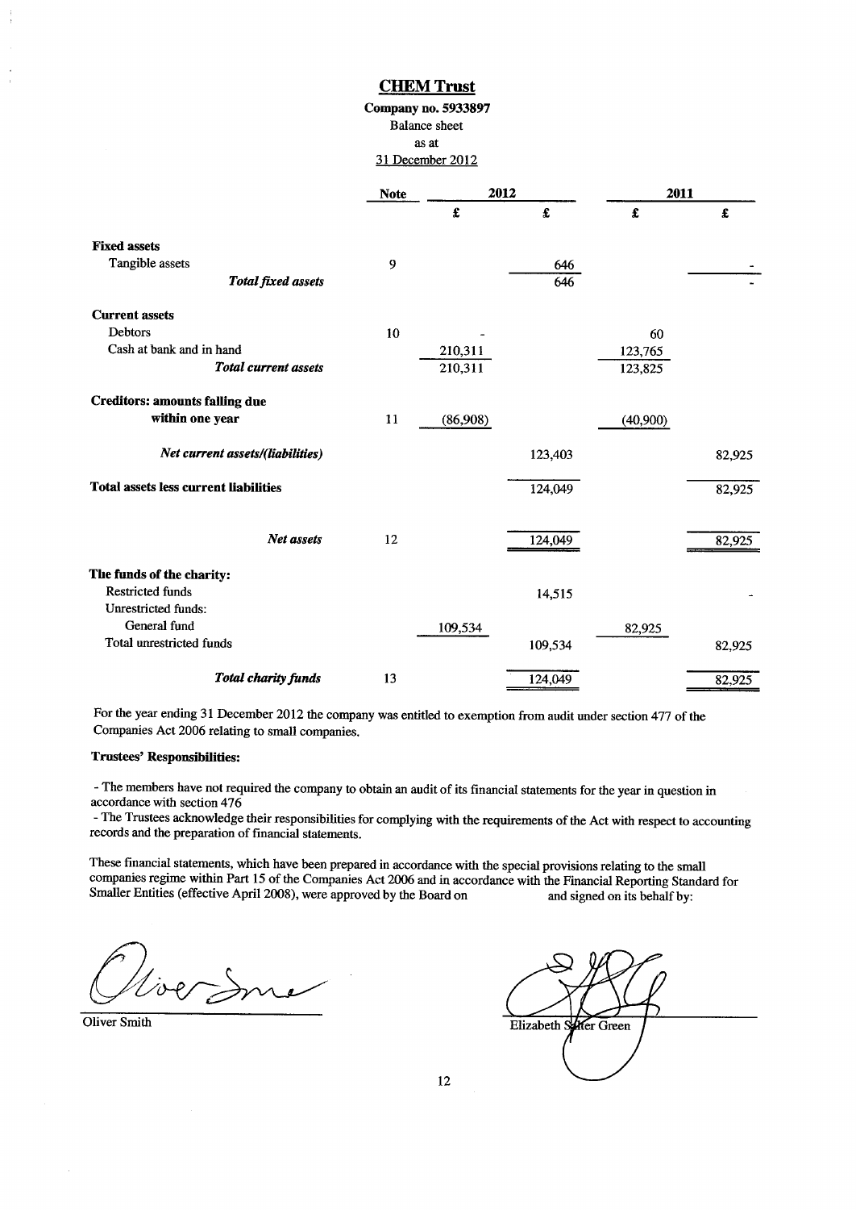# CHEM Trust

**Company no. 5933897**

Balance sheet

as at

31 December 2012

| | Note | 2012 | | 2011 | |
|---|---|---|---|---|---|
| | | £ | £ | £ | £ |
| **Fixed assets** | | | | | |
| Tangible assets | 9 | | 646 | | - |
| ***Total fixed assets*** | | | 646 | | - |
| **Current assets** | | | | | |
| Debtors | 10 | - | | 60 | |
| Cash at bank and in hand | | 210,311 | | 123,765 | |
| ***Total current assets*** | | 210,311 | | 123,825 | |
| **Creditors: amounts falling due within one year** | 11 | (86,908) | | (40,900) | |
| ***Net current assets/(liabilities)*** | | | 123,403 | | 82,925 |
| **Total assets less current liabilities** | | | 124,049 | | 82,925 |
| ***Net assets*** | 12 | | 124,049 | | 82,925 |
| **The funds of the charity:** | | | | | |
| Restricted funds | | | 14,515 | | - |
| Unrestricted funds: | | | | | |
| General fund | | 109,534 | | 82,925 | |
| Total unrestricted funds | | | 109,534 | | 82,925 |
| ***Total charity funds*** | 13 | | 124,049 | | 82,925 |

For the year ending 31 December 2012 the company was entitled to exemption from audit under section 477 of the Companies Act 2006 relating to small companies.

**Trustees' Responsibilities:**

- The members have not required the company to obtain an audit of its financial statements for the year in question in accordance with section 476
- The Trustees acknowledge their responsibilities for complying with the requirements of the Act with respect to accounting records and the preparation of financial statements.

These financial statements, which have been prepared in accordance with the special provisions relating to the small companies regime within Part 15 of the Companies Act 2006 and in accordance with the Financial Reporting Standard for Smaller Entities (effective April 2008), were approved by the Board on and signed on its behalf by:

Oliver Smith

Elizabeth Salter Green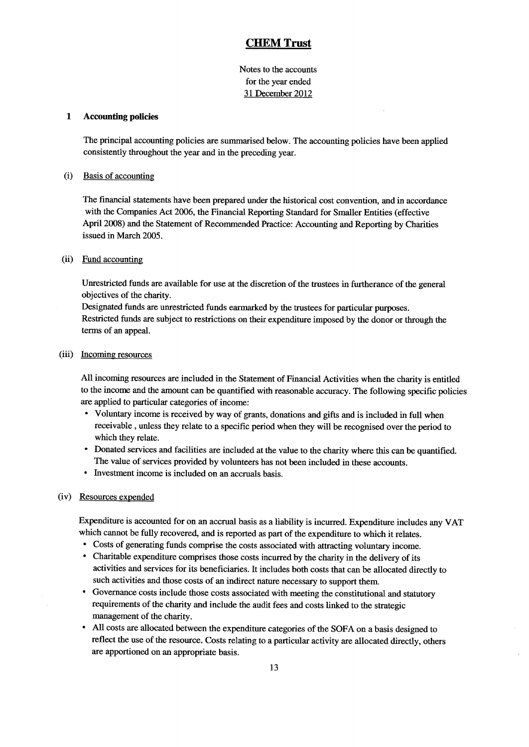# CHEM Trust

Notes to the accounts
for the year ended
31 December 2012

## 1 Accounting policies

The principal accounting policies are summarised below. The accounting policies have been applied consistently throughout the year and in the preceding year.

### (i) Basis of accounting

The financial statements have been prepared under the historical cost convention, and in accordance with the Companies Act 2006, the Financial Reporting Standard for Smaller Entities (effective April 2008) and the Statement of Recommended Practice: Accounting and Reporting by Charities issued in March 2005.

### (ii) Fund accounting

Unrestricted funds are available for use at the discretion of the trustees in furtherance of the general objectives of the charity.
Designated funds are unrestricted funds earmarked by the trustees for particular purposes.
Restricted funds are subject to restrictions on their expenditure imposed by the donor or through the terms of an appeal.

### (iii) Incoming resources

All incoming resources are included in the Statement of Financial Activities when the charity is entitled to the income and the amount can be quantified with reasonable accuracy. The following specific policies are applied to particular categories of income:

- Voluntary income is received by way of grants, donations and gifts and is included in full when receivable , unless they relate to a specific period when they will be recognised over the period to which they relate.
- Donated services and facilities are included at the value to the charity where this can be quantified. The value of services provided by volunteers has not been included in these accounts.
- Investment income is included on an accruals basis.

### (iv) Resources expended

Expenditure is accounted for on an accrual basis as a liability is incurred. Expenditure includes any VAT which cannot be fully recovered, and is reported as part of the expenditure to which it relates.

- Costs of generating funds comprise the costs associated with attracting voluntary income.
- Charitable expenditure comprises those costs incurred by the charity in the delivery of its activities and services for its beneficiaries. It includes both costs that can be allocated directly to such activities and those costs of an indirect nature necessary to support them.
- Governance costs include those costs associated with meeting the constitutional and statutory requirements of the charity and include the audit fees and costs linked to the strategic management of the charity.
- All costs are allocated between the expenditure categories of the SOFA on a basis designed to reflect the use of the resource. Costs relating to a particular activity are allocated directly, others are apportioned on an appropriate basis.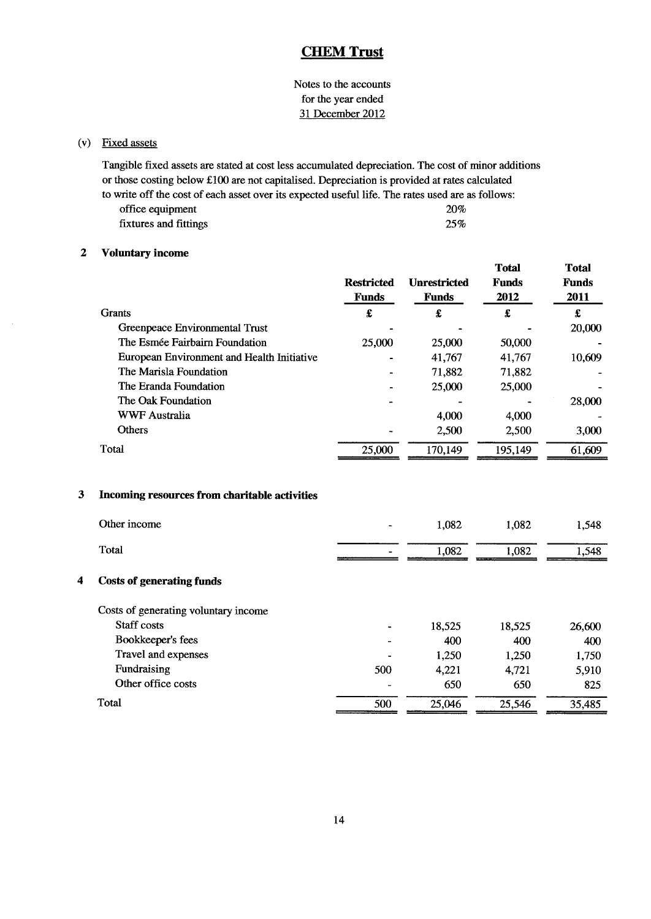# CHEM Trust

Notes to the accounts
for the year ended
31 December 2012

(v) Fixed assets

Tangible fixed assets are stated at cost less accumulated depreciation. The cost of minor additions or those costing below £100 are not capitalised. Depreciation is provided at rates calculated to write off the cost of each asset over its expected useful life. The rates used are as follows:

| | |
|---|---|
| office equipment | 20% |
| fixtures and fittings | 25% |

## 2 Voluntary income

| | Restricted Funds | Unrestricted Funds | Total Funds 2012 | Total Funds 2011 |
|---|---|---|---|---|
| Grants | £ | £ | £ | £ |
| Greenpeace Environmental Trust | - | - | - | 20,000 |
| The Esmée Fairbairn Foundation | 25,000 | 25,000 | 50,000 | - |
| European Environment and Health Initiative | - | 41,767 | 41,767 | 10,609 |
| The Marisla Foundation | - | 71,882 | 71,882 | - |
| The Eranda Foundation | - | 25,000 | 25,000 | - |
| The Oak Foundation | - | - | - | 28,000 |
| WWF Australia | | 4,000 | 4,000 | - |
| Others | - | 2,500 | 2,500 | 3,000 |
| Total | 25,000 | 170,149 | 195,149 | 61,609 |

## 3 Incoming resources from charitable activities

| | Restricted Funds | Unrestricted Funds | Total Funds 2012 | Total Funds 2011 |
|---|---|---|---|---|
| Other income | - | 1,082 | 1,082 | 1,548 |
| Total | - | 1,082 | 1,082 | 1,548 |

## 4 Costs of generating funds

| | Restricted Funds | Unrestricted Funds | Total Funds 2012 | Total Funds 2011 |
|---|---|---|---|---|
| Costs of generating voluntary income | | | | |
| Staff costs | - | 18,525 | 18,525 | 26,600 |
| Bookkeeper's fees | - | 400 | 400 | 400 |
| Travel and expenses | - | 1,250 | 1,250 | 1,750 |
| Fundraising | 500 | 4,221 | 4,721 | 5,910 |
| Other office costs | - | 650 | 650 | 825 |
| Total | 500 | 25,046 | 25,546 | 35,485 |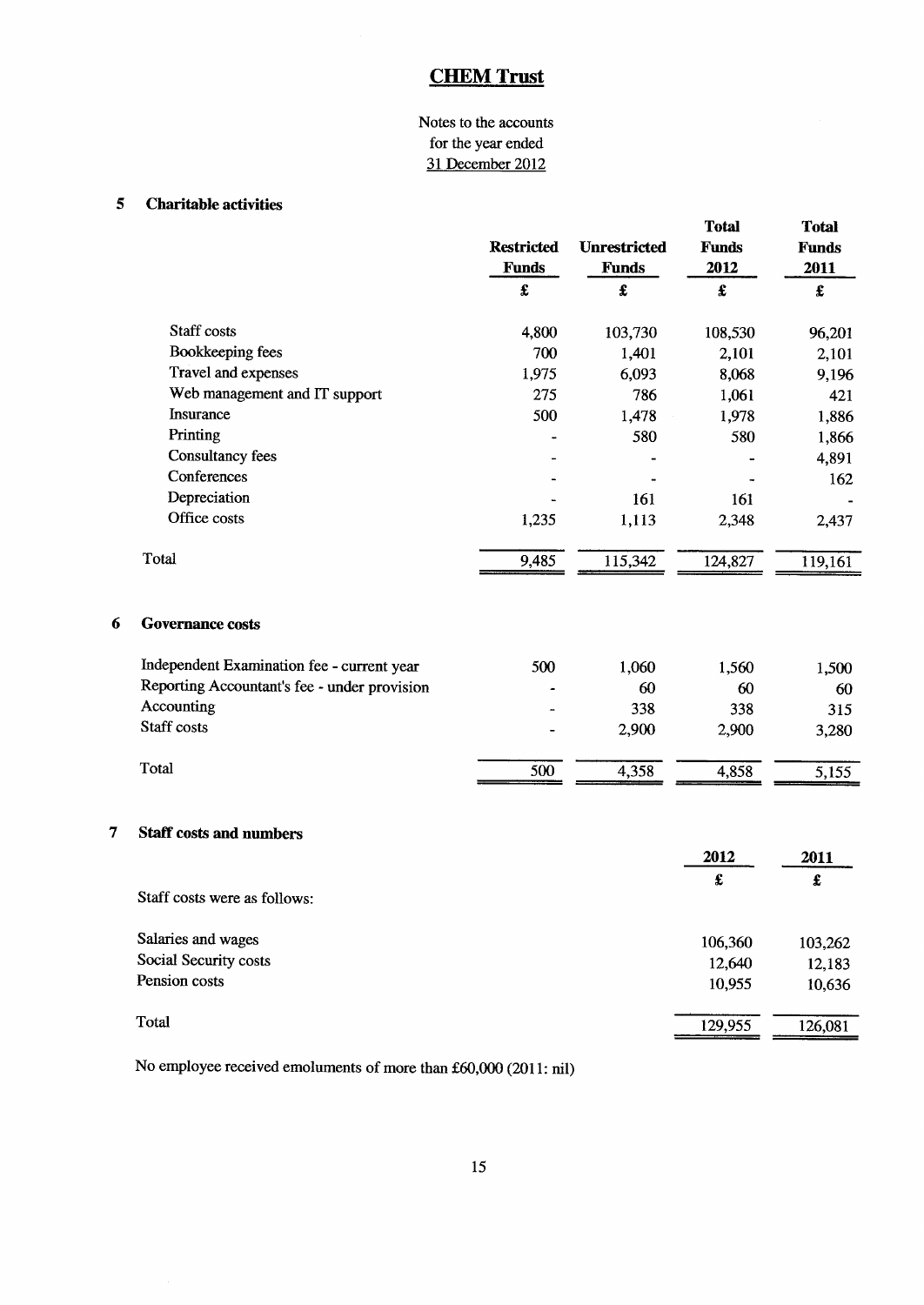# CHEM Trust

Notes to the accounts
for the year ended
31 December 2012

## 5 Charitable activities

| | Restricted Funds | Unrestricted Funds | Total Funds 2012 | Total Funds 2011 |
|---|---|---|---|---|
| | £ | £ | £ | £ |
| Staff costs | 4,800 | 103,730 | 108,530 | 96,201 |
| Bookkeeping fees | 700 | 1,401 | 2,101 | 2,101 |
| Travel and expenses | 1,975 | 6,093 | 8,068 | 9,196 |
| Web management and IT support | 275 | 786 | 1,061 | 421 |
| Insurance | 500 | 1,478 | 1,978 | 1,886 |
| Printing | - | 580 | 580 | 1,866 |
| Consultancy fees | - | - | - | 4,891 |
| Conferences | - | - | - | 162 |
| Depreciation | - | 161 | 161 | - |
| Office costs | 1,235 | 1,113 | 2,348 | 2,437 |
| Total | 9,485 | 115,342 | 124,827 | 119,161 |

## 6 Governance costs

| | Restricted Funds | Unrestricted Funds | Total Funds 2012 | Total Funds 2011 |
|---|---|---|---|---|
| Independent Examination fee - current year | 500 | 1,060 | 1,560 | 1,500 |
| Reporting Accountant's fee - under provision | - | 60 | 60 | 60 |
| Accounting | - | 338 | 338 | 315 |
| Staff costs | - | 2,900 | 2,900 | 3,280 |
| Total | 500 | 4,358 | 4,858 | 5,155 |

## 7 Staff costs and numbers

| | 2012 | 2011 |
|---|---|---|
| | £ | £ |
| Staff costs were as follows: | | |
| Salaries and wages | 106,360 | 103,262 |
| Social Security costs | 12,640 | 12,183 |
| Pension costs | 10,955 | 10,636 |
| Total | 129,955 | 126,081 |

No employee received emoluments of more than £60,000 (2011: nil)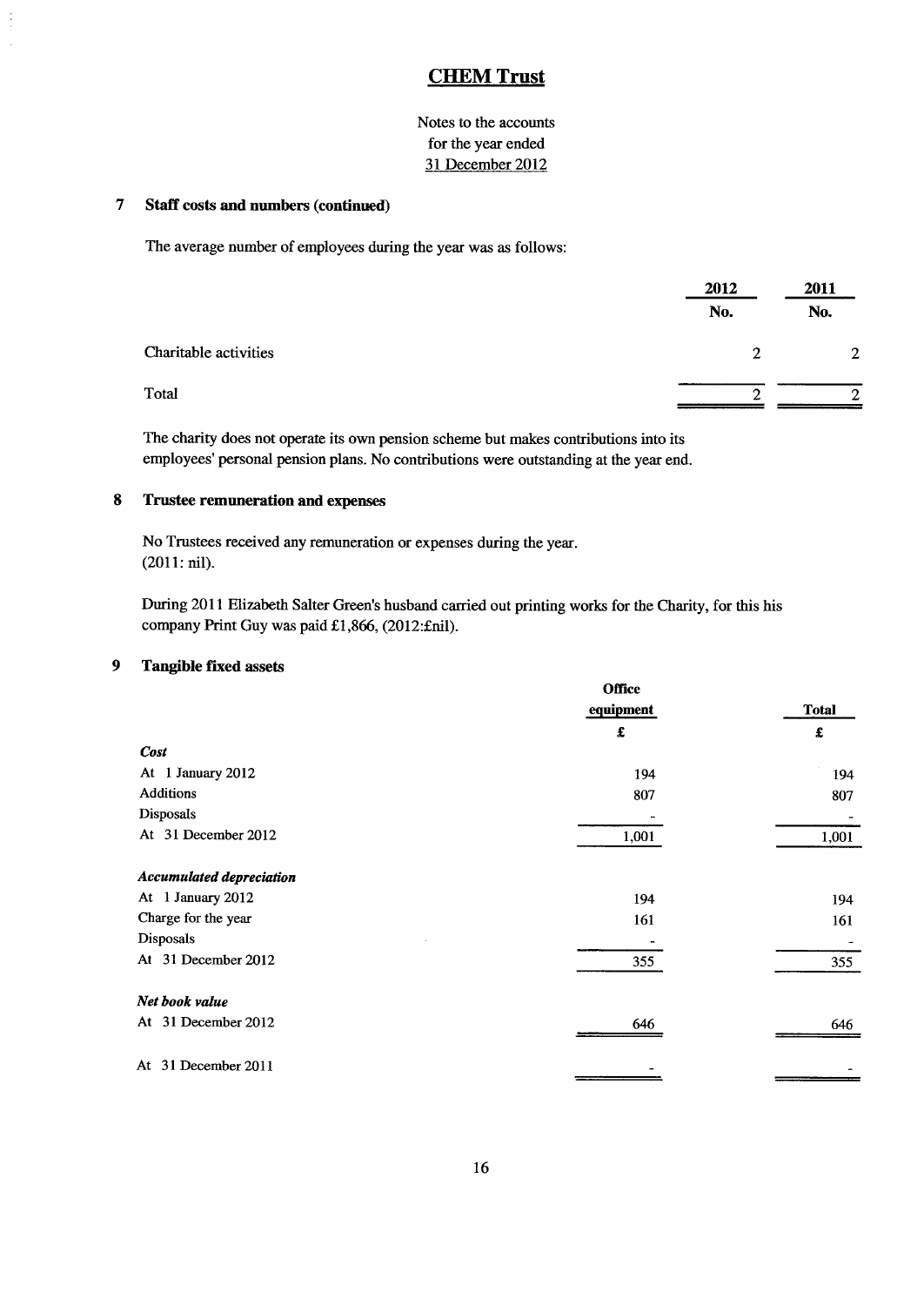# CHEM Trust

Notes to the accounts
for the year ended
31 December 2012

## 7 Staff costs and numbers (continued)

The average number of employees during the year was as follows:

| | 2012 | 2011 |
|---|---|---|
| | No. | No. |
| Charitable activities | 2 | 2 |
| Total | 2 | 2 |

The charity does not operate its own pension scheme but makes contributions into its employees' personal pension plans. No contributions were outstanding at the year end.

## 8 Trustee remuneration and expenses

No Trustees received any remuneration or expenses during the year.
(2011: nil).

During 2011 Elizabeth Salter Green's husband carried out printing works for the Charity, for this his company Print Guy was paid £1,866, (2012:£nil).

## 9 Tangible fixed assets

| | Office equipment | Total |
|---|---|---|
| | £ | £ |
| ***Cost*** | | |
| At 1 January 2012 | 194 | 194 |
| Additions | 807 | 807 |
| Disposals | - | - |
| At 31 December 2012 | 1,001 | 1,001 |
| ***Accumulated depreciation*** | | |
| At 1 January 2012 | 194 | 194 |
| Charge for the year | 161 | 161 |
| Disposals | - | - |
| At 31 December 2012 | 355 | 355 |
| ***Net book value*** | | |
| At 31 December 2012 | 646 | 646 |
| At 31 December 2011 | - | - |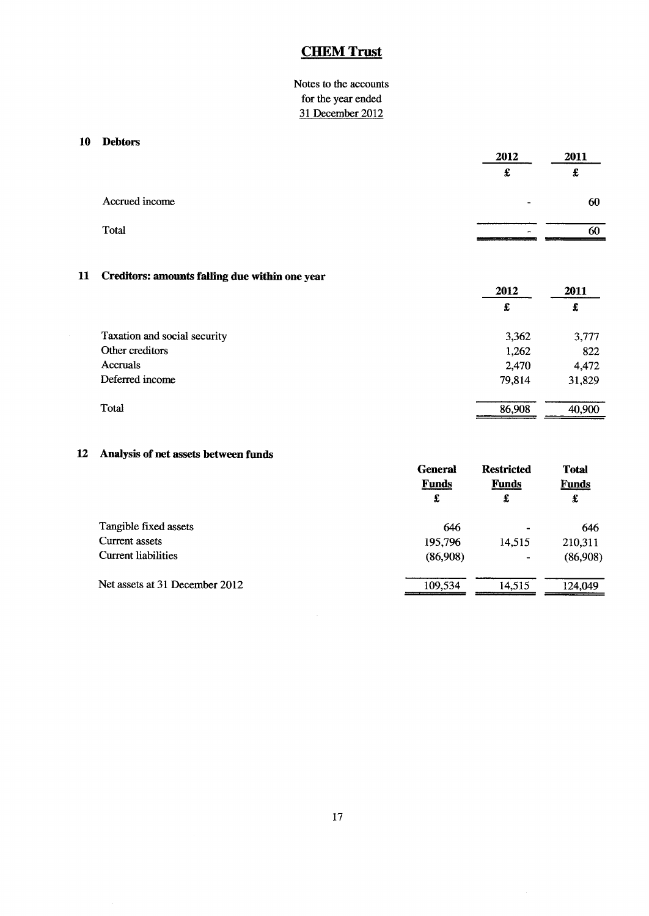# CHEM Trust

Notes to the accounts
for the year ended
31 December 2012

## 10 Debtors

| | 2012 £ | 2011 £ |
|---|---|---|
| Accrued income | - | 60 |
| Total | - | 60 |

## 11 Creditors: amounts falling due within one year

| | 2012 £ | 2011 £ |
|---|---|---|
| Taxation and social security | 3,362 | 3,777 |
| Other creditors | 1,262 | 822 |
| Accruals | 2,470 | 4,472 |
| Deferred income | 79,814 | 31,829 |
| Total | 86,908 | 40,900 |

## 12 Analysis of net assets between funds

| | General Funds £ | Restricted Funds £ | Total Funds £ |
|---|---|---|---|
| Tangible fixed assets | 646 | - | 646 |
| Current assets | 195,796 | 14,515 | 210,311 |
| Current liabilities | (86,908) | - | (86,908) |
| Net assets at 31 December 2012 | 109,534 | 14,515 | 124,049 |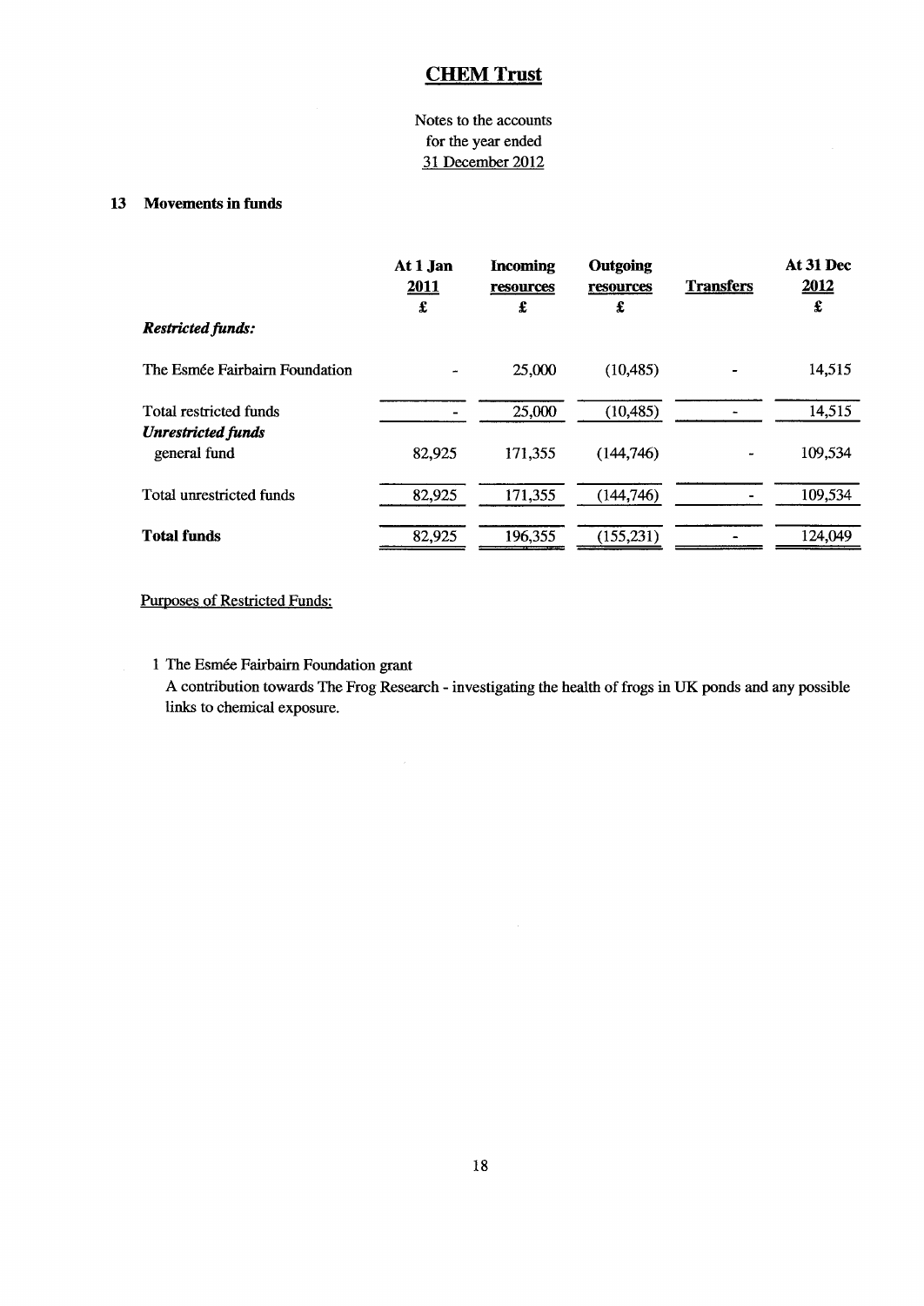# CHEM Trust

Notes to the accounts
for the year ended
31 December 2012

## 13 Movements in funds

| | At 1 Jan 2011 £ | Incoming resources £ | Outgoing resources £ | Transfers | At 31 Dec 2012 £ |
|---|---|---|---|---|---|
| ***Restricted funds:*** | | | | | |
| The Esmée Fairbairn Foundation | - | 25,000 | (10,485) | - | 14,515 |
| Total restricted funds | - | 25,000 | (10,485) | - | 14,515 |
| ***Unrestricted funds*** | | | | | |
| general fund | 82,925 | 171,355 | (144,746) | - | 109,534 |
| Total unrestricted funds | 82,925 | 171,355 | (144,746) | - | 109,534 |
| **Total funds** | 82,925 | 196,355 | (155,231) | - | 124,049 |

Purposes of Restricted Funds:

1 The Esmée Fairbairn Foundation grant
A contribution towards The Frog Research - investigating the health of frogs in UK ponds and any possible links to chemical exposure.